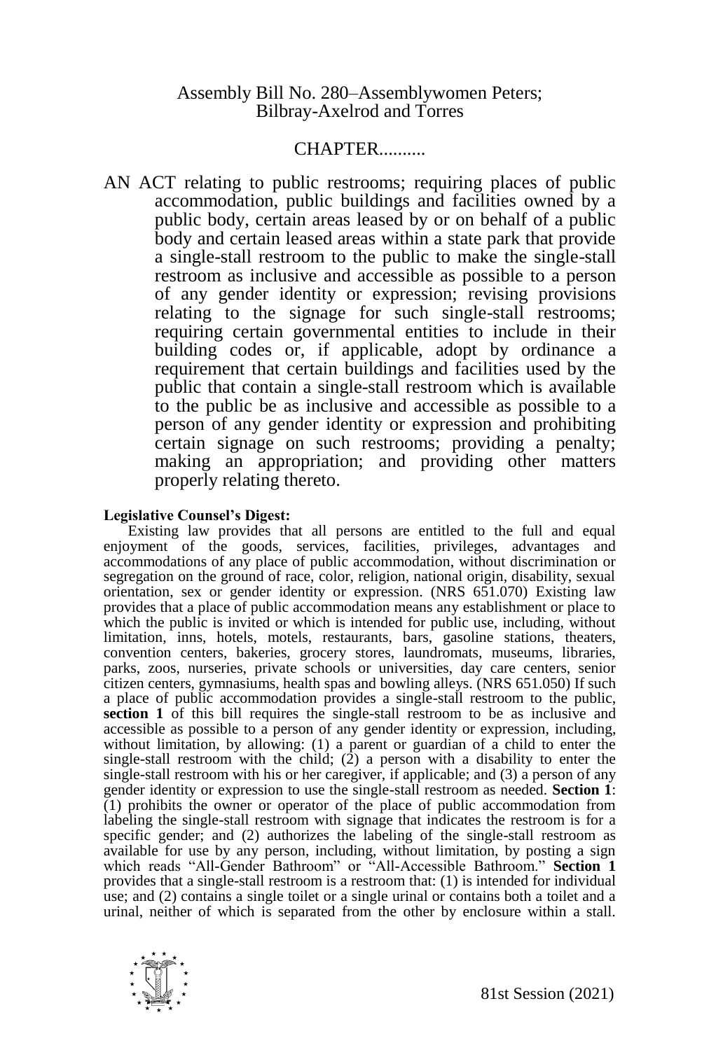Assembly Bill No. 280–Assemblywomen Peters; Bilbray-Axelrod and Torres

CHAPTER..........

AN ACT relating to public restrooms; requiring places of public accommodation, public buildings and facilities owned by a public body, certain areas leased by or on behalf of a public body and certain leased areas within a state park that provide a single-stall restroom to the public to make the single-stall restroom as inclusive and accessible as possible to a person of any gender identity or expression; revising provisions relating to the signage for such single-stall restrooms; requiring certain governmental entities to include in their building codes or, if applicable, adopt by ordinance a requirement that certain buildings and facilities used by the public that contain a single-stall restroom which is available to the public be as inclusive and accessible as possible to a person of any gender identity or expression and prohibiting certain signage on such restrooms; providing a penalty; making an appropriation; and providing other matters properly relating thereto.

**Legislative Counsel's Digest:**

Existing law provides that all persons are entitled to the full and equal enjoyment of the goods, services, facilities, privileges, advantages and accommodations of any place of public accommodation, without discrimination or segregation on the ground of race, color, religion, national origin, disability, sexual orientation, sex or gender identity or expression. (NRS 651.070) Existing law provides that a place of public accommodation means any establishment or place to which the public is invited or which is intended for public use, including, without limitation, inns, hotels, motels, restaurants, bars, gasoline stations, theaters, convention centers, bakeries, grocery stores, laundromats, museums, libraries, parks, zoos, nurseries, private schools or universities, day care centers, senior citizen centers, gymnasiums, health spas and bowling alleys. (NRS 651.050) If such a place of public accommodation provides a single-stall restroom to the public, **section 1** of this bill requires the single-stall restroom to be as inclusive and accessible as possible to a person of any gender identity or expression, including, without limitation, by allowing: (1) a parent or guardian of a child to enter the single-stall restroom with the child; (2) a person with a disability to enter the single-stall restroom with his or her caregiver, if applicable; and (3) a person of any gender identity or expression to use the single-stall restroom as needed. **Section 1**: (1) prohibits the owner or operator of the place of public accommodation from labeling the single-stall restroom with signage that indicates the restroom is for a specific gender; and (2) authorizes the labeling of the single-stall restroom as available for use by any person, including, without limitation, by posting a sign which reads "All-Gender Bathroom" or "All-Accessible Bathroom." **Section 1** provides that a single-stall restroom is a restroom that: (1) is intended for individual use; and (2) contains a single toilet or a single urinal or contains both a toilet and a urinal, neither of which is separated from the other by enclosure within a stall.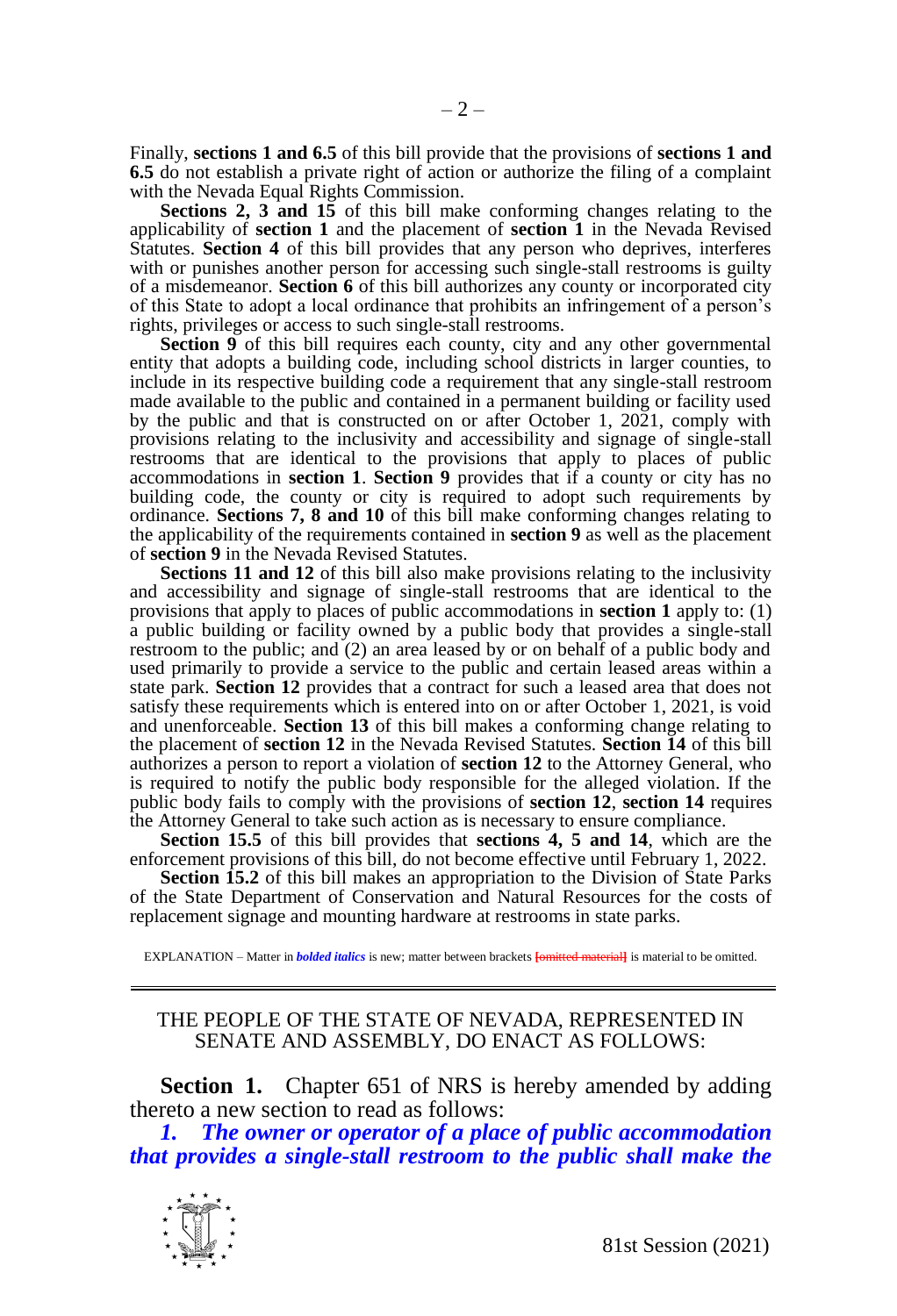Finally, **sections 1 and 6.5** of this bill provide that the provisions of **sections 1 and 6.5** do not establish a private right of action or authorize the filing of a complaint with the Nevada Equal Rights Commission.

**Sections 2, 3 and 15** of this bill make conforming changes relating to the applicability of **section 1** and the placement of **section 1** in the Nevada Revised Statutes. **Section 4** of this bill provides that any person who deprives, interferes with or punishes another person for accessing such single-stall restrooms is guilty of a misdemeanor. **Section 6** of this bill authorizes any county or incorporated city of this State to adopt a local ordinance that prohibits an infringement of a person's rights, privileges or access to such single-stall restrooms.

**Section 9** of this bill requires each county, city and any other governmental entity that adopts a building code, including school districts in larger counties, to include in its respective building code a requirement that any single-stall restroom made available to the public and contained in a permanent building or facility used by the public and that is constructed on or after October 1, 2021, comply with provisions relating to the inclusivity and accessibility and signage of single-stall restrooms that are identical to the provisions that apply to places of public accommodations in **section 1**. **Section 9** provides that if a county or city has no building code, the county or city is required to adopt such requirements by ordinance. **Sections 7, 8 and 10** of this bill make conforming changes relating to the applicability of the requirements contained in **section 9** as well as the placement of **section 9** in the Nevada Revised Statutes.

**Sections 11 and 12** of this bill also make provisions relating to the inclusivity and accessibility and signage of single-stall restrooms that are identical to the provisions that apply to places of public accommodations in **section 1** apply to: (1) a public building or facility owned by a public body that provides a single-stall restroom to the public; and (2) an area leased by or on behalf of a public body and used primarily to provide a service to the public and certain leased areas within a state park. **Section 12** provides that a contract for such a leased area that does not satisfy these requirements which is entered into on or after October 1, 2021, is void and unenforceable. **Section 13** of this bill makes a conforming change relating to the placement of **section 12** in the Nevada Revised Statutes. **Section 14** of this bill authorizes a person to report a violation of **section 12** to the Attorney General, who is required to notify the public body responsible for the alleged violation. If the public body fails to comply with the provisions of **section 12**, **section 14** requires the Attorney General to take such action as is necessary to ensure compliance.

**Section 15.5** of this bill provides that **sections 4, 5 and 14**, which are the enforcement provisions of this bill, do not become effective until February 1, 2022.

**Section 15.2** of this bill makes an appropriation to the Division of State Parks of the State Department of Conservation and Natural Resources for the costs of replacement signage and mounting hardware at restrooms in state parks.

EXPLANATION – Matter in ***bolded italics*** is new; matter between brackets [~~omitted material~~] is material to be omitted.

---

THE PEOPLE OF THE STATE OF NEVADA, REPRESENTED IN SENATE AND ASSEMBLY, DO ENACT AS FOLLOWS:

**Section 1.** Chapter 651 of NRS is hereby amended by adding thereto a new section to read as follows:

***1. The owner or operator of a place of public accommodation that provides a single-stall restroom to the public shall make the***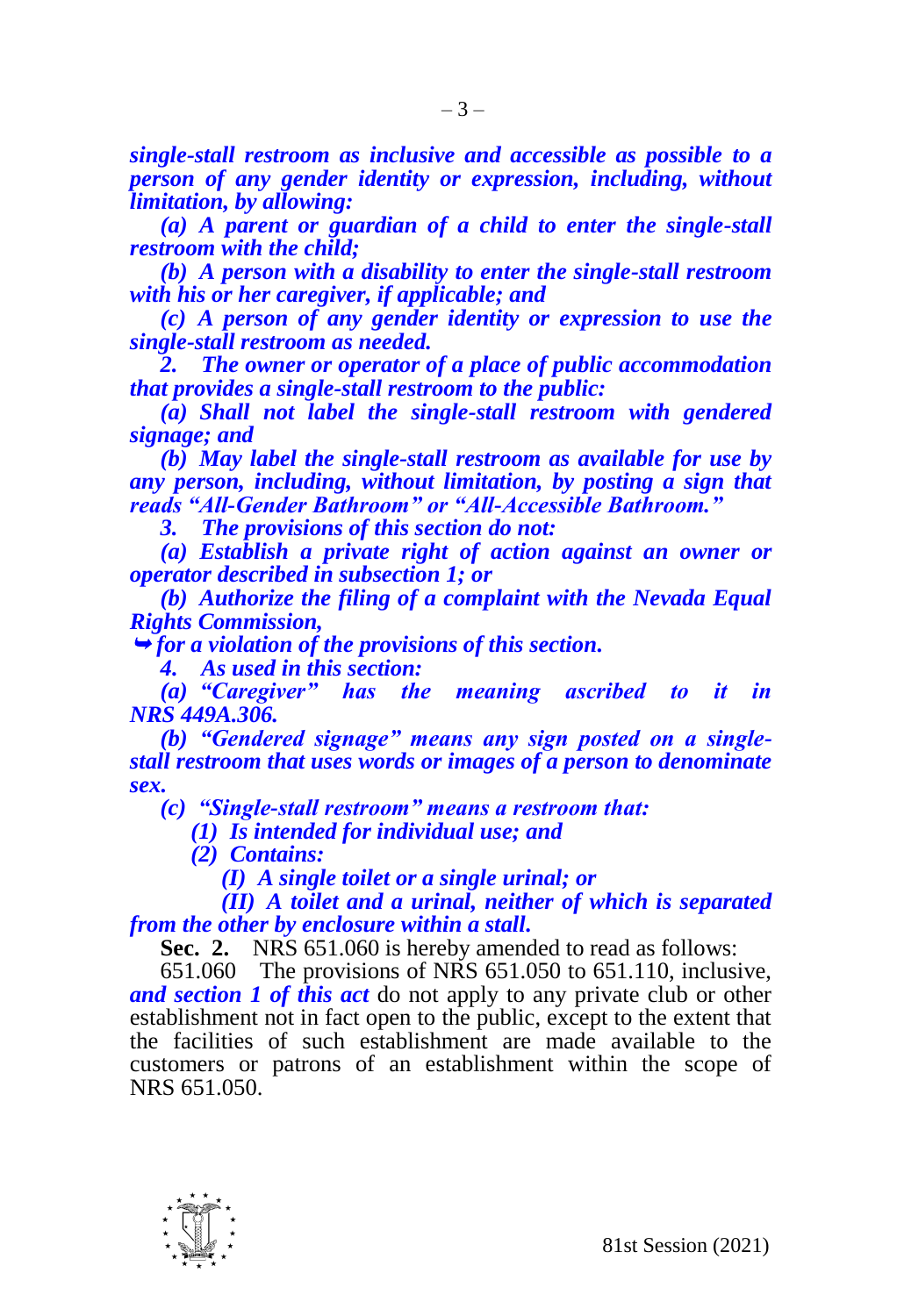***single-stall restroom as inclusive and accessible as possible to a person of any gender identity or expression, including, without limitation, by allowing:***

***(a) A parent or guardian of a child to enter the single-stall restroom with the child;***

***(b) A person with a disability to enter the single-stall restroom with his or her caregiver, if applicable; and***

***(c) A person of any gender identity or expression to use the single-stall restroom as needed.***

***2. The owner or operator of a place of public accommodation that provides a single-stall restroom to the public:***

***(a) Shall not label the single-stall restroom with gendered signage; and***

***(b) May label the single-stall restroom as available for use by any person, including, without limitation, by posting a sign that reads "All-Gender Bathroom" or "All-Accessible Bathroom."***

***3. The provisions of this section do not:***

***(a) Establish a private right of action against an owner or operator described in subsection 1; or***

***(b) Authorize the filing of a complaint with the Nevada Equal Rights Commission,***

***➥ for a violation of the provisions of this section.***

***4. As used in this section:***

***(a) "Caregiver" has the meaning ascribed to it in NRS 449A.306.***

***(b) "Gendered signage" means any sign posted on a single-stall restroom that uses words or images of a person to denominate sex.***

***(c) "Single-stall restroom" means a restroom that:***

***(1) Is intended for individual use; and***

***(2) Contains:***

***(I) A single toilet or a single urinal; or***

***(II) A toilet and a urinal, neither of which is separated from the other by enclosure within a stall.***

**Sec. 2.** NRS 651.060 is hereby amended to read as follows:

651.060 The provisions of NRS 651.050 to 651.110, inclusive, ***and section 1 of this act*** do not apply to any private club or other establishment not in fact open to the public, except to the extent that the facilities of such establishment are made available to the customers or patrons of an establishment within the scope of NRS 651.050.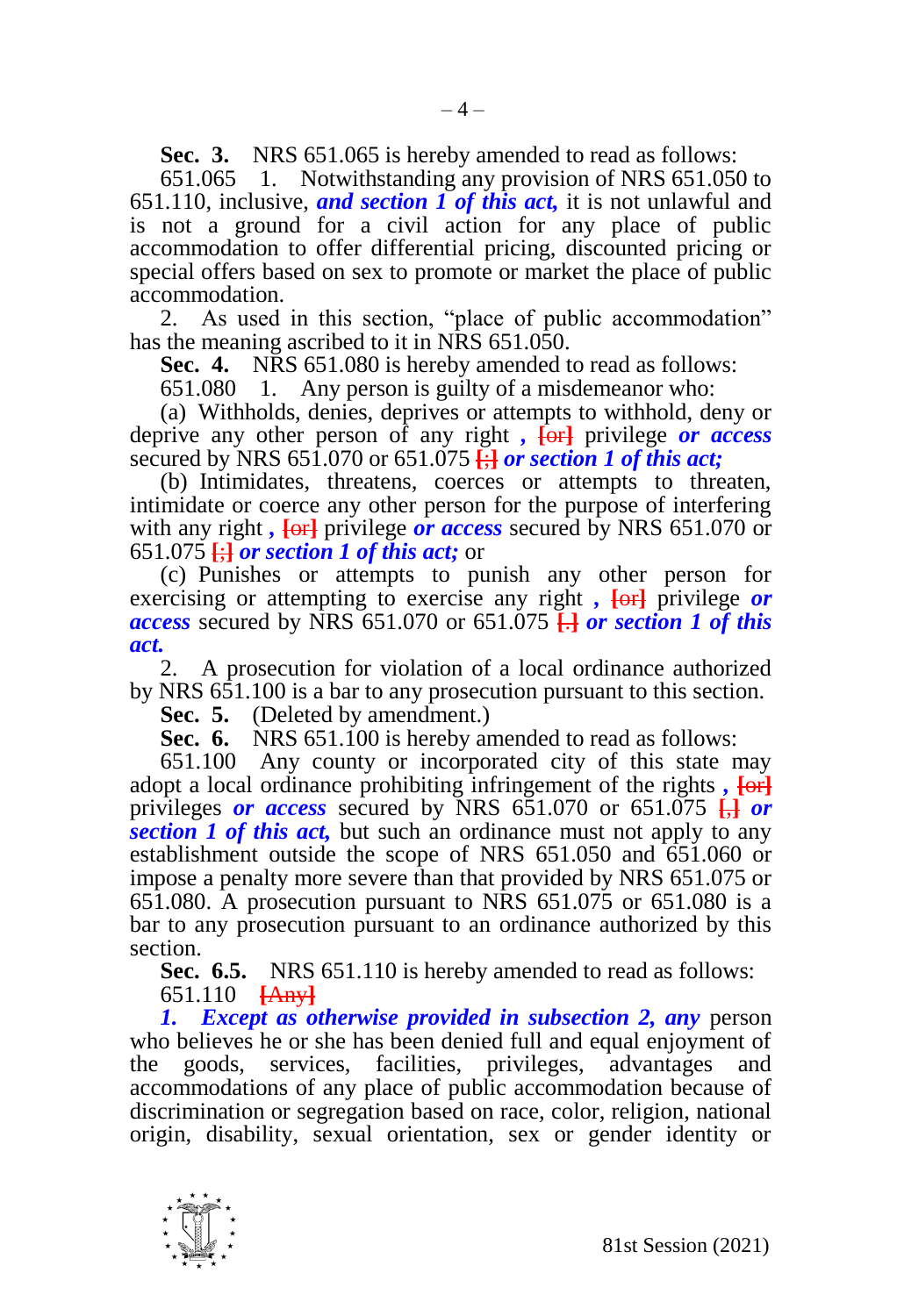**Sec. 3.** NRS 651.065 is hereby amended to read as follows:

651.065 1. Notwithstanding any provision of NRS 651.050 to 651.110, inclusive, ***and section 1 of this act,*** it is not unlawful and is not a ground for a civil action for any place of public accommodation to offer differential pricing, discounted pricing or special offers based on sex to promote or market the place of public accommodation.

2. As used in this section, "place of public accommodation" has the meaning ascribed to it in NRS 651.050.

**Sec. 4.** NRS 651.080 is hereby amended to read as follows:

651.080 1. Any person is guilty of a misdemeanor who:

(a) Withholds, denies, deprives or attempts to withhold, deny or deprive any other person of any right ***,*** [or] privilege ***or access*** secured by NRS 651.070 or 651.075 [;] ***or section 1 of this act;***

(b) Intimidates, threatens, coerces or attempts to threaten, intimidate or coerce any other person for the purpose of interfering with any right ***,*** [or] privilege ***or access*** secured by NRS 651.070 or 651.075 [;] ***or section 1 of this act;*** or

(c) Punishes or attempts to punish any other person for exercising or attempting to exercise any right ***,*** [or] privilege ***or access*** secured by NRS 651.070 or 651.075 [.] ***or section 1 of this act.***

2. A prosecution for violation of a local ordinance authorized by NRS 651.100 is a bar to any prosecution pursuant to this section.

**Sec. 5.** (Deleted by amendment.)

**Sec. 6.** NRS 651.100 is hereby amended to read as follows:

651.100 Any county or incorporated city of this state may adopt a local ordinance prohibiting infringement of the rights ***,*** [or] privileges ***or access*** secured by NRS 651.070 or 651.075 [,] ***or section 1 of this act,*** but such an ordinance must not apply to any establishment outside the scope of NRS 651.050 and 651.060 or impose a penalty more severe than that provided by NRS 651.075 or 651.080. A prosecution pursuant to NRS 651.075 or 651.080 is a bar to any prosecution pursuant to an ordinance authorized by this section.

**Sec. 6.5.** NRS 651.110 is hereby amended to read as follows:

651.110 [Any]

***1. Except as otherwise provided in subsection 2, any*** person who believes he or she has been denied full and equal enjoyment of the goods, services, facilities, privileges, advantages and accommodations of any place of public accommodation because of discrimination or segregation based on race, color, religion, national origin, disability, sexual orientation, sex or gender identity or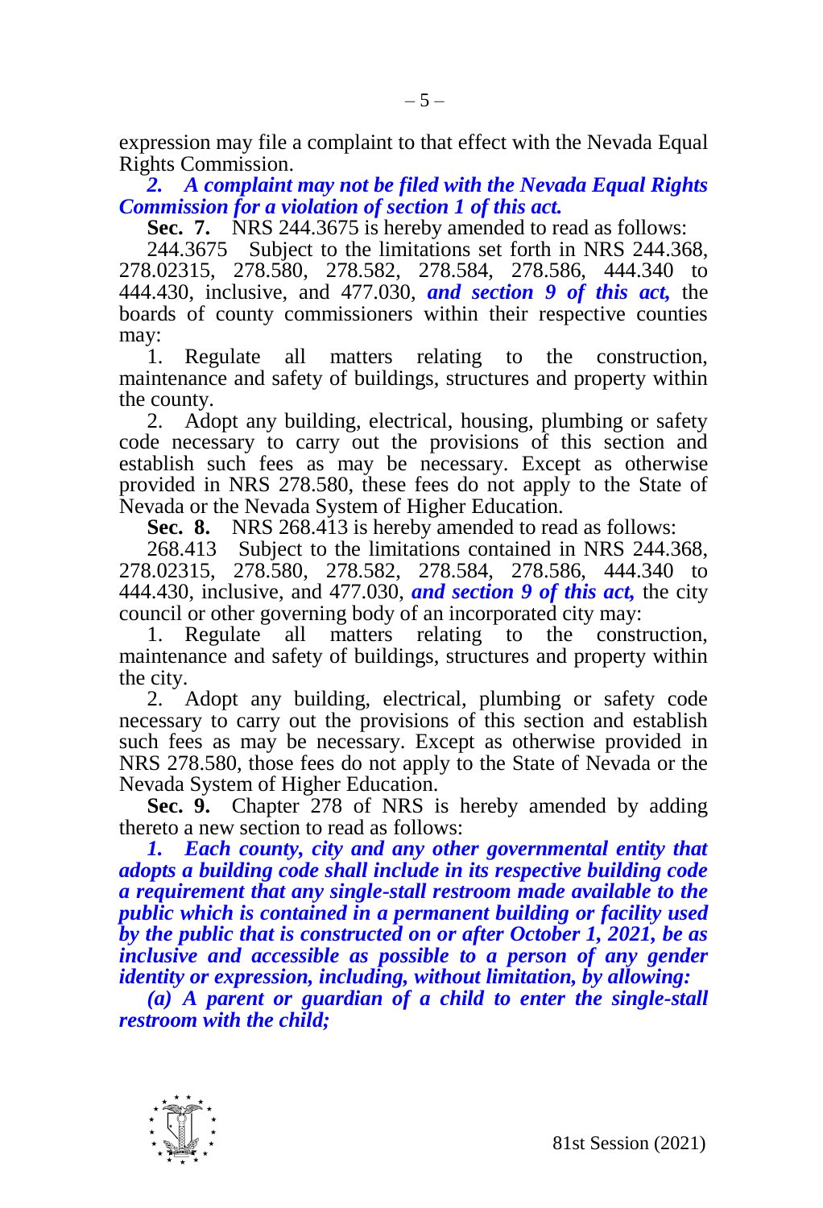expression may file a complaint to that effect with the Nevada Equal Rights Commission.

***2. A complaint may not be filed with the Nevada Equal Rights Commission for a violation of section 1 of this act.***

**Sec. 7.** NRS 244.3675 is hereby amended to read as follows:

244.3675 Subject to the limitations set forth in NRS 244.368, 278.02315, 278.580, 278.582, 278.584, 278.586, 444.340 to 444.430, inclusive, and 477.030, ***and section 9 of this act,*** the boards of county commissioners within their respective counties may:

1. Regulate all matters relating to the construction, maintenance and safety of buildings, structures and property within the county.

2. Adopt any building, electrical, housing, plumbing or safety code necessary to carry out the provisions of this section and establish such fees as may be necessary. Except as otherwise provided in NRS 278.580, these fees do not apply to the State of Nevada or the Nevada System of Higher Education.

**Sec. 8.** NRS 268.413 is hereby amended to read as follows:

268.413 Subject to the limitations contained in NRS 244.368, 278.02315, 278.580, 278.582, 278.584, 278.586, 444.340 to 444.430, inclusive, and 477.030, ***and section 9 of this act,*** the city council or other governing body of an incorporated city may:

1. Regulate all matters relating to the construction, maintenance and safety of buildings, structures and property within the city.

2. Adopt any building, electrical, plumbing or safety code necessary to carry out the provisions of this section and establish such fees as may be necessary. Except as otherwise provided in NRS 278.580, those fees do not apply to the State of Nevada or the Nevada System of Higher Education.

**Sec. 9.** Chapter 278 of NRS is hereby amended by adding thereto a new section to read as follows:

***1. Each county, city and any other governmental entity that adopts a building code shall include in its respective building code a requirement that any single-stall restroom made available to the public which is contained in a permanent building or facility used by the public that is constructed on or after October 1, 2021, be as inclusive and accessible as possible to a person of any gender identity or expression, including, without limitation, by allowing:***

***(a) A parent or guardian of a child to enter the single-stall restroom with the child;***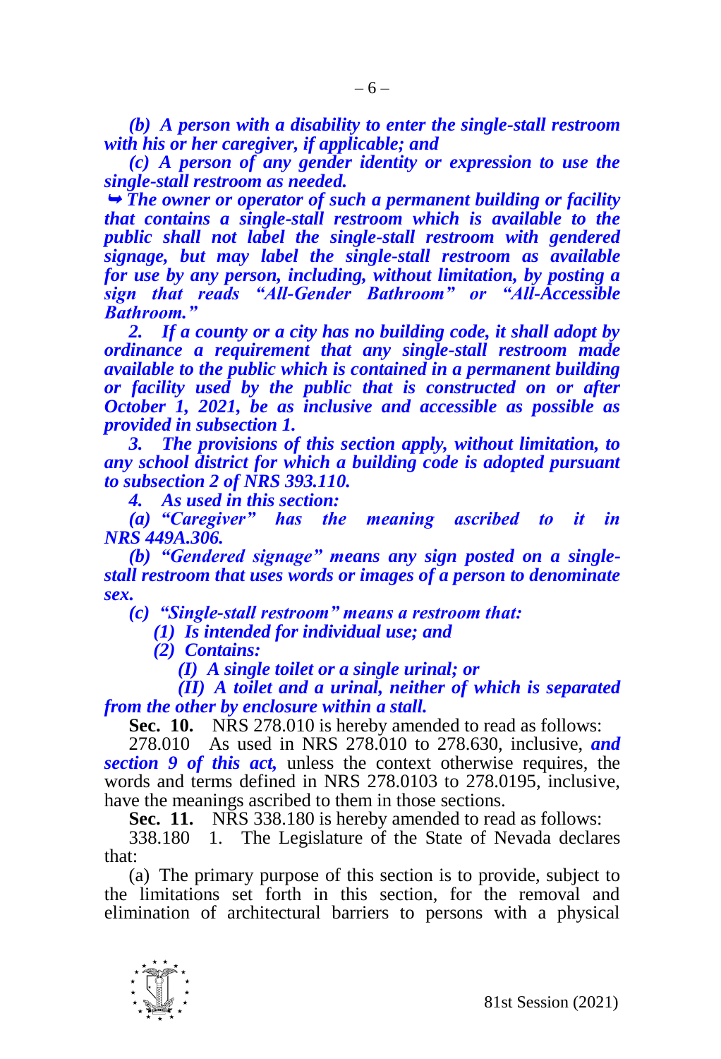***(b) A person with a disability to enter the single-stall restroom with his or her caregiver, if applicable; and***

***(c) A person of any gender identity or expression to use the single-stall restroom as needed.***

***➥ The owner or operator of such a permanent building or facility that contains a single-stall restroom which is available to the public shall not label the single-stall restroom with gendered signage, but may label the single-stall restroom as available for use by any person, including, without limitation, by posting a sign that reads "All-Gender Bathroom" or "All-Accessible Bathroom."***

***2. If a county or a city has no building code, it shall adopt by ordinance a requirement that any single-stall restroom made available to the public which is contained in a permanent building or facility used by the public that is constructed on or after October 1, 2021, be as inclusive and accessible as possible as provided in subsection 1.***

***3. The provisions of this section apply, without limitation, to any school district for which a building code is adopted pursuant to subsection 2 of NRS 393.110.***

***4. As used in this section:***

***(a) "Caregiver" has the meaning ascribed to it in NRS 449A.306.***

***(b) "Gendered signage" means any sign posted on a single-stall restroom that uses words or images of a person to denominate sex.***

***(c) "Single-stall restroom" means a restroom that:***

***(1) Is intended for individual use; and***

***(2) Contains:***

***(I) A single toilet or a single urinal; or***

***(II) A toilet and a urinal, neither of which is separated from the other by enclosure within a stall.***

**Sec. 10.** NRS 278.010 is hereby amended to read as follows:

278.010 As used in NRS 278.010 to 278.630, inclusive, ***and section 9 of this act,*** unless the context otherwise requires, the words and terms defined in NRS 278.0103 to 278.0195, inclusive, have the meanings ascribed to them in those sections.

**Sec. 11.** NRS 338.180 is hereby amended to read as follows:

338.180 1. The Legislature of the State of Nevada declares that:

(a) The primary purpose of this section is to provide, subject to the limitations set forth in this section, for the removal and elimination of architectural barriers to persons with a physical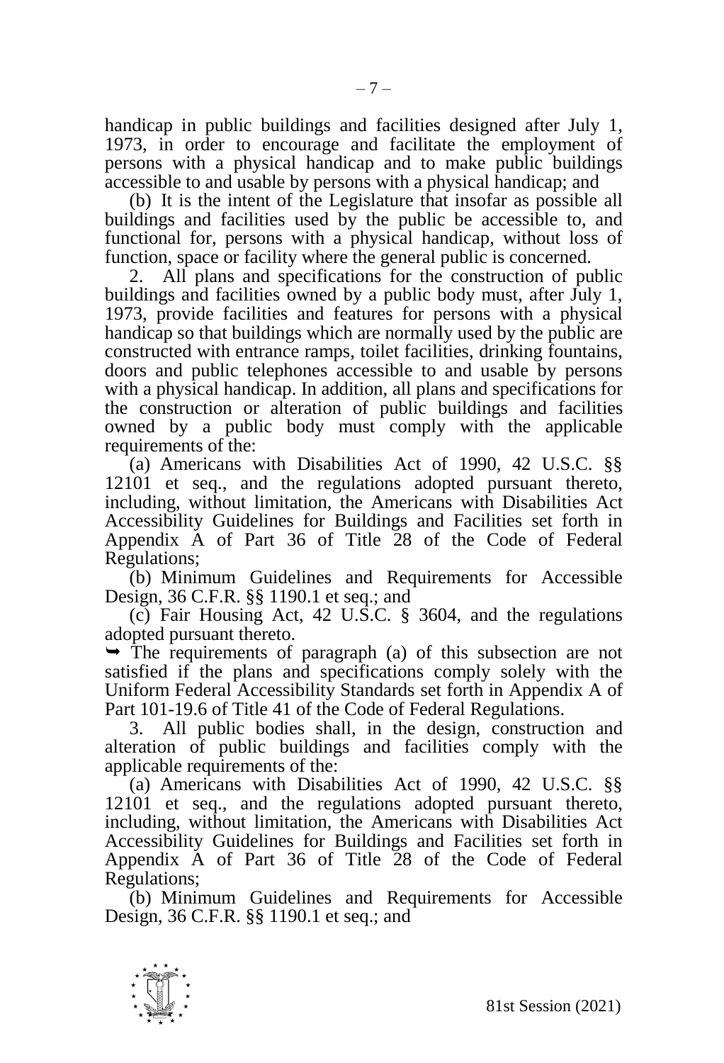handicap in public buildings and facilities designed after July 1, 1973, in order to encourage and facilitate the employment of persons with a physical handicap and to make public buildings accessible to and usable by persons with a physical handicap; and

(b) It is the intent of the Legislature that insofar as possible all buildings and facilities used by the public be accessible to, and functional for, persons with a physical handicap, without loss of function, space or facility where the general public is concerned.

2. All plans and specifications for the construction of public buildings and facilities owned by a public body must, after July 1, 1973, provide facilities and features for persons with a physical handicap so that buildings which are normally used by the public are constructed with entrance ramps, toilet facilities, drinking fountains, doors and public telephones accessible to and usable by persons with a physical handicap. In addition, all plans and specifications for the construction or alteration of public buildings and facilities owned by a public body must comply with the applicable requirements of the:

(a) Americans with Disabilities Act of 1990, 42 U.S.C. §§ 12101 et seq., and the regulations adopted pursuant thereto, including, without limitation, the Americans with Disabilities Act Accessibility Guidelines for Buildings and Facilities set forth in Appendix A of Part 36 of Title 28 of the Code of Federal Regulations;

(b) Minimum Guidelines and Requirements for Accessible Design, 36 C.F.R. §§ 1190.1 et seq.; and

(c) Fair Housing Act, 42 U.S.C. § 3604, and the regulations adopted pursuant thereto.

➥ The requirements of paragraph (a) of this subsection are not satisfied if the plans and specifications comply solely with the Uniform Federal Accessibility Standards set forth in Appendix A of Part 101-19.6 of Title 41 of the Code of Federal Regulations.

3. All public bodies shall, in the design, construction and alteration of public buildings and facilities comply with the applicable requirements of the:

(a) Americans with Disabilities Act of 1990, 42 U.S.C. §§ 12101 et seq., and the regulations adopted pursuant thereto, including, without limitation, the Americans with Disabilities Act Accessibility Guidelines for Buildings and Facilities set forth in Appendix A of Part 36 of Title 28 of the Code of Federal Regulations;

(b) Minimum Guidelines and Requirements for Accessible Design, 36 C.F.R. §§ 1190.1 et seq.; and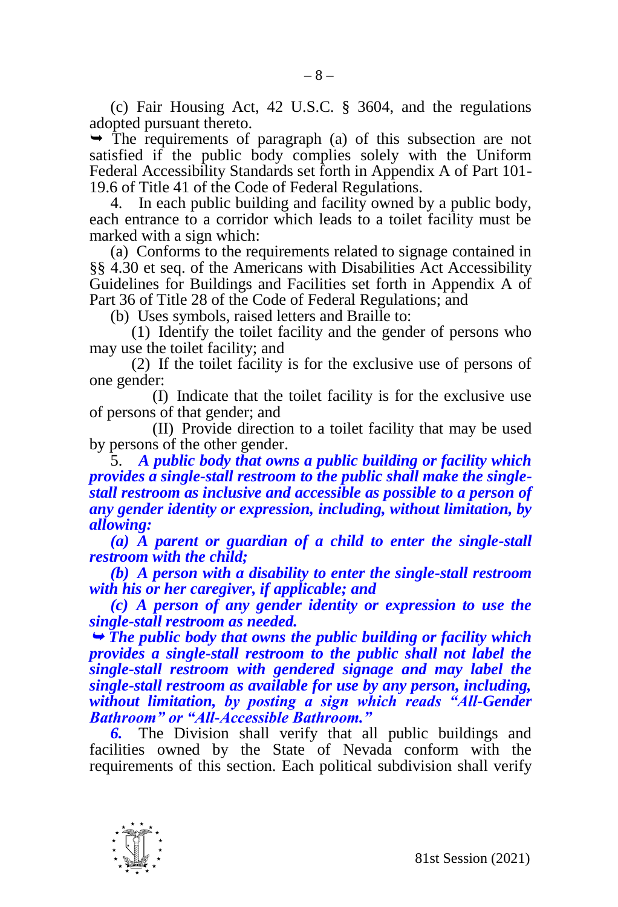(c) Fair Housing Act, 42 U.S.C. § 3604, and the regulations adopted pursuant thereto.

➥ The requirements of paragraph (a) of this subsection are not satisfied if the public body complies solely with the Uniform Federal Accessibility Standards set forth in Appendix A of Part 101-19.6 of Title 41 of the Code of Federal Regulations.

4. In each public building and facility owned by a public body, each entrance to a corridor which leads to a toilet facility must be marked with a sign which:

(a) Conforms to the requirements related to signage contained in §§ 4.30 et seq. of the Americans with Disabilities Act Accessibility Guidelines for Buildings and Facilities set forth in Appendix A of Part 36 of Title 28 of the Code of Federal Regulations; and

(b) Uses symbols, raised letters and Braille to:

(1) Identify the toilet facility and the gender of persons who may use the toilet facility; and

(2) If the toilet facility is for the exclusive use of persons of one gender:

(I) Indicate that the toilet facility is for the exclusive use of persons of that gender; and

(II) Provide direction to a toilet facility that may be used by persons of the other gender.

5. ***A public body that owns a public building or facility which provides a single-stall restroom to the public shall make the single-stall restroom as inclusive and accessible as possible to a person of any gender identity or expression, including, without limitation, by allowing:***

***(a) A parent or guardian of a child to enter the single-stall restroom with the child;***

***(b) A person with a disability to enter the single-stall restroom with his or her caregiver, if applicable; and***

***(c) A person of any gender identity or expression to use the single-stall restroom as needed.***

***➥ The public body that owns the public building or facility which provides a single-stall restroom to the public shall not label the single-stall restroom with gendered signage and may label the single-stall restroom as available for use by any person, including, without limitation, by posting a sign which reads "All-Gender Bathroom" or "All-Accessible Bathroom."***

***6.*** The Division shall verify that all public buildings and facilities owned by the State of Nevada conform with the requirements of this section. Each political subdivision shall verify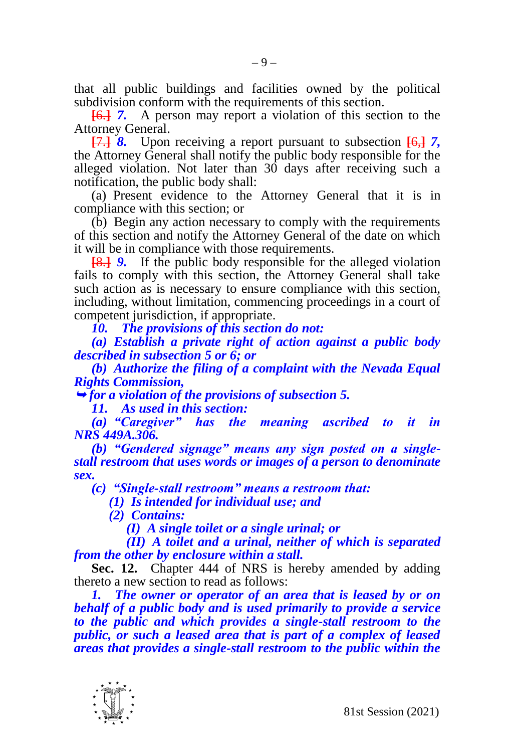that all public buildings and facilities owned by the political subdivision conform with the requirements of this section.

[6.] *7.* A person may report a violation of this section to the Attorney General.

[7.] *8.* Upon receiving a report pursuant to subsection [6,] *7,* the Attorney General shall notify the public body responsible for the alleged violation. Not later than 30 days after receiving such a notification, the public body shall:

(a) Present evidence to the Attorney General that it is in compliance with this section; or

(b) Begin any action necessary to comply with the requirements of this section and notify the Attorney General of the date on which it will be in compliance with those requirements.

[8.] *9.* If the public body responsible for the alleged violation fails to comply with this section, the Attorney General shall take such action as is necessary to ensure compliance with this section, including, without limitation, commencing proceedings in a court of competent jurisdiction, if appropriate.

***10. The provisions of this section do not:***

***(a) Establish a private right of action against a public body described in subsection 5 or 6; or***

***(b) Authorize the filing of a complaint with the Nevada Equal Rights Commission,***

***➥ for a violation of the provisions of subsection 5.***

***11. As used in this section:***

***(a) "Caregiver" has the meaning ascribed to it in NRS 449A.306.***

***(b) "Gendered signage" means any sign posted on a single-stall restroom that uses words or images of a person to denominate sex.***

***(c) "Single-stall restroom" means a restroom that:***

***(1) Is intended for individual use; and***

***(2) Contains:***

***(I) A single toilet or a single urinal; or***

***(II) A toilet and a urinal, neither of which is separated from the other by enclosure within a stall.***

**Sec. 12.** Chapter 444 of NRS is hereby amended by adding thereto a new section to read as follows:

***1. The owner or operator of an area that is leased by or on behalf of a public body and is used primarily to provide a service to the public and which provides a single-stall restroom to the public, or such a leased area that is part of a complex of leased areas that provides a single-stall restroom to the public within the***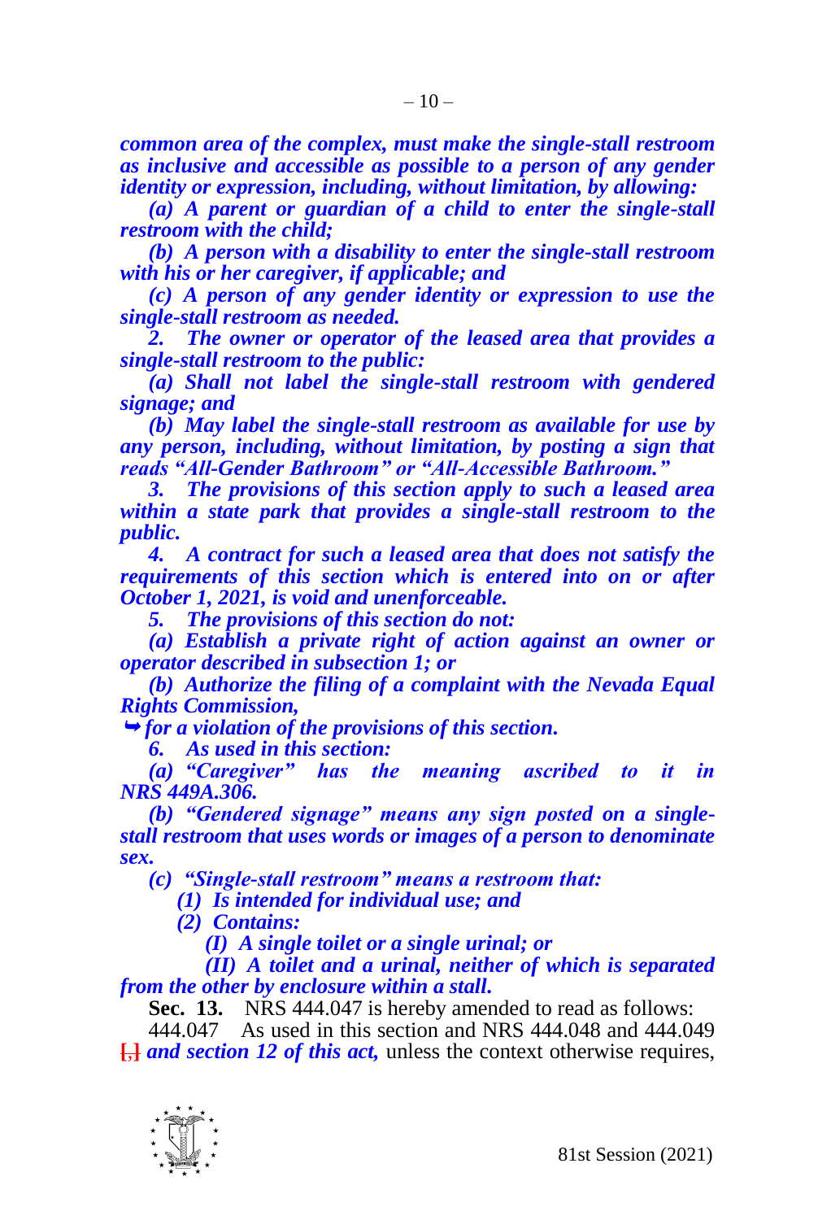***common area of the complex, must make the single-stall restroom as inclusive and accessible as possible to a person of any gender identity or expression, including, without limitation, by allowing:***

***(a) A parent or guardian of a child to enter the single-stall restroom with the child;***

***(b) A person with a disability to enter the single-stall restroom with his or her caregiver, if applicable; and***

***(c) A person of any gender identity or expression to use the single-stall restroom as needed.***

***2. The owner or operator of the leased area that provides a single-stall restroom to the public:***

***(a) Shall not label the single-stall restroom with gendered signage; and***

***(b) May label the single-stall restroom as available for use by any person, including, without limitation, by posting a sign that reads "All-Gender Bathroom" or "All-Accessible Bathroom."***

***3. The provisions of this section apply to such a leased area within a state park that provides a single-stall restroom to the public.***

***4. A contract for such a leased area that does not satisfy the requirements of this section which is entered into on or after October 1, 2021, is void and unenforceable.***

***5. The provisions of this section do not:***

***(a) Establish a private right of action against an owner or operator described in subsection 1; or***

***(b) Authorize the filing of a complaint with the Nevada Equal Rights Commission,***

***➥ for a violation of the provisions of this section.***

***6. As used in this section:***

***(a) "Caregiver" has the meaning ascribed to it in NRS 449A.306.***

***(b) "Gendered signage" means any sign posted on a single-stall restroom that uses words or images of a person to denominate sex.***

***(c) "Single-stall restroom" means a restroom that:***

***(1) Is intended for individual use; and***

***(2) Contains:***

***(I) A single toilet or a single urinal; or***

***(II) A toilet and a urinal, neither of which is separated from the other by enclosure within a stall.***

**Sec. 13.** NRS 444.047 is hereby amended to read as follows:

444.047 As used in this section and NRS 444.048 and 444.049 **[,]** ***and section 12 of this act,*** unless the context otherwise requires,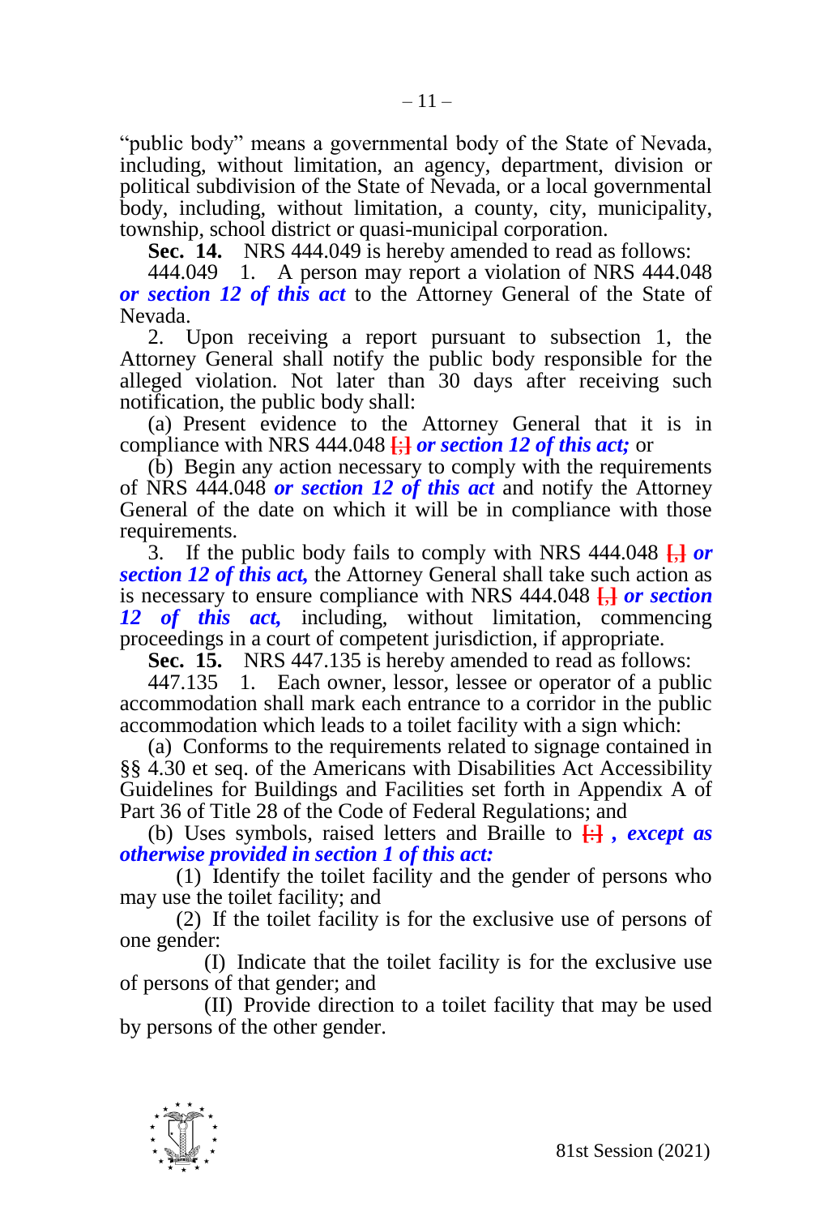"public body" means a governmental body of the State of Nevada, including, without limitation, an agency, department, division or political subdivision of the State of Nevada, or a local governmental body, including, without limitation, a county, city, municipality, township, school district or quasi-municipal corporation.

**Sec. 14.** NRS 444.049 is hereby amended to read as follows:

444.049 1. A person may report a violation of NRS 444.048 ***or section 12 of this act*** to the Attorney General of the State of Nevada.

2. Upon receiving a report pursuant to subsection 1, the Attorney General shall notify the public body responsible for the alleged violation. Not later than 30 days after receiving such notification, the public body shall:

(a) Present evidence to the Attorney General that it is in compliance with NRS 444.048 [;] ***or section 12 of this act;*** or

(b) Begin any action necessary to comply with the requirements of NRS 444.048 ***or section 12 of this act*** and notify the Attorney General of the date on which it will be in compliance with those requirements.

3. If the public body fails to comply with NRS 444.048 [,] ***or section 12 of this act,*** the Attorney General shall take such action as is necessary to ensure compliance with NRS 444.048 [,] ***or section 12 of this act,*** including, without limitation, commencing proceedings in a court of competent jurisdiction, if appropriate.

**Sec. 15.** NRS 447.135 is hereby amended to read as follows:

447.135 1. Each owner, lessor, lessee or operator of a public accommodation shall mark each entrance to a corridor in the public accommodation which leads to a toilet facility with a sign which:

(a) Conforms to the requirements related to signage contained in §§ 4.30 et seq. of the Americans with Disabilities Act Accessibility Guidelines for Buildings and Facilities set forth in Appendix A of Part 36 of Title 28 of the Code of Federal Regulations; and

(b) Uses symbols, raised letters and Braille to [:] ***, except as otherwise provided in section 1 of this act:***

(1) Identify the toilet facility and the gender of persons who may use the toilet facility; and

(2) If the toilet facility is for the exclusive use of persons of one gender:

(I) Indicate that the toilet facility is for the exclusive use of persons of that gender; and

(II) Provide direction to a toilet facility that may be used by persons of the other gender.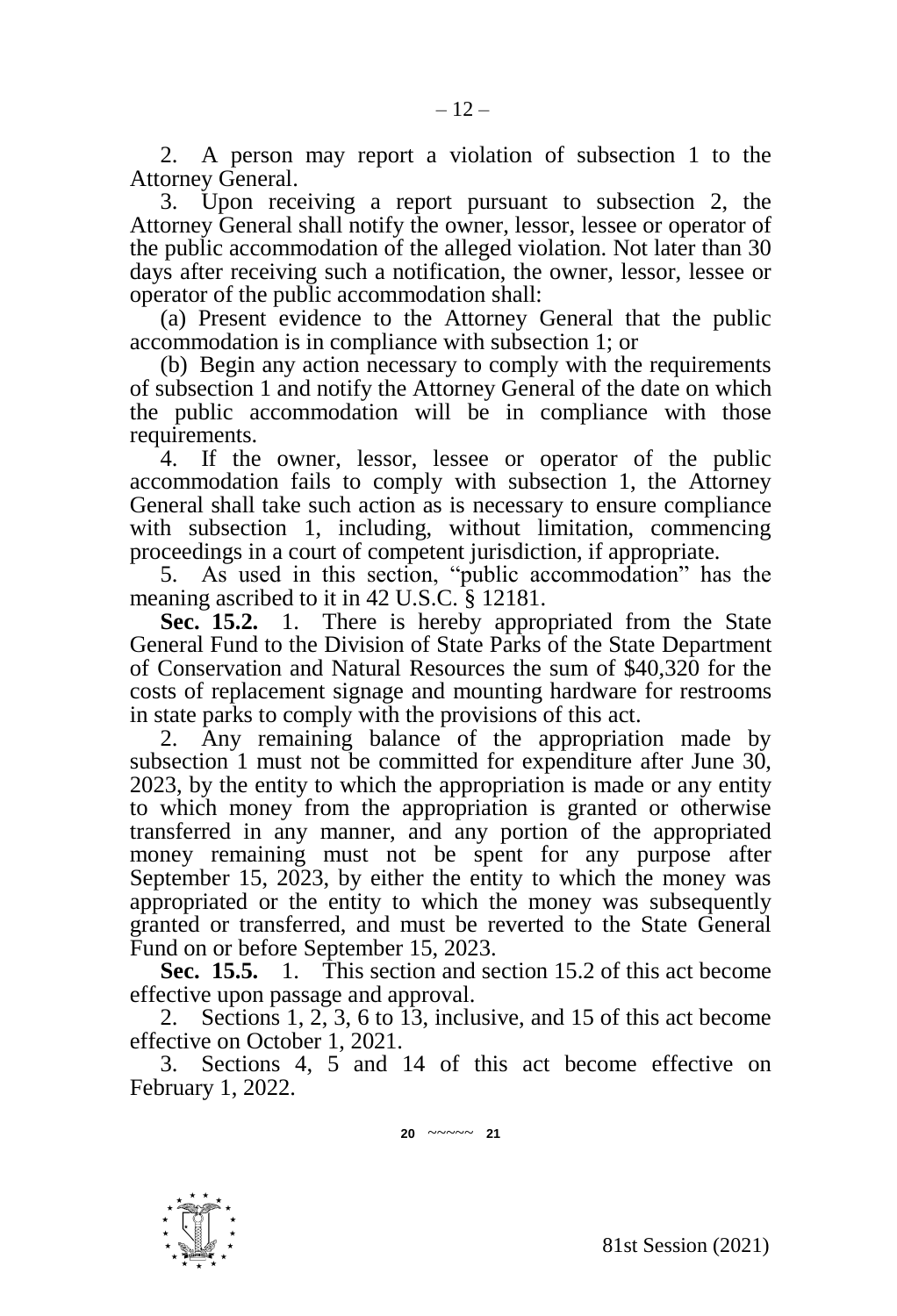2. A person may report a violation of subsection 1 to the Attorney General.

3. Upon receiving a report pursuant to subsection 2, the Attorney General shall notify the owner, lessor, lessee or operator of the public accommodation of the alleged violation. Not later than 30 days after receiving such a notification, the owner, lessor, lessee or operator of the public accommodation shall:

(a) Present evidence to the Attorney General that the public accommodation is in compliance with subsection 1; or

(b) Begin any action necessary to comply with the requirements of subsection 1 and notify the Attorney General of the date on which the public accommodation will be in compliance with those requirements.

4. If the owner, lessor, lessee or operator of the public accommodation fails to comply with subsection 1, the Attorney General shall take such action as is necessary to ensure compliance with subsection 1, including, without limitation, commencing proceedings in a court of competent jurisdiction, if appropriate.

5. As used in this section, "public accommodation" has the meaning ascribed to it in 42 U.S.C. § 12181.

**Sec. 15.2.** 1. There is hereby appropriated from the State General Fund to the Division of State Parks of the State Department of Conservation and Natural Resources the sum of $40,320 for the costs of replacement signage and mounting hardware for restrooms in state parks to comply with the provisions of this act.

2. Any remaining balance of the appropriation made by subsection 1 must not be committed for expenditure after June 30, 2023, by the entity to which the appropriation is made or any entity to which money from the appropriation is granted or otherwise transferred in any manner, and any portion of the appropriated money remaining must not be spent for any purpose after September 15, 2023, by either the entity to which the money was appropriated or the entity to which the money was subsequently granted or transferred, and must be reverted to the State General Fund on or before September 15, 2023.

**Sec. 15.5.** 1. This section and section 15.2 of this act become effective upon passage and approval.

2. Sections 1, 2, 3, 6 to 13, inclusive, and 15 of this act become effective on October 1, 2021.

3. Sections 4, 5 and 14 of this act become effective on February 1, 2022.

**20** ~~~~~ **21**